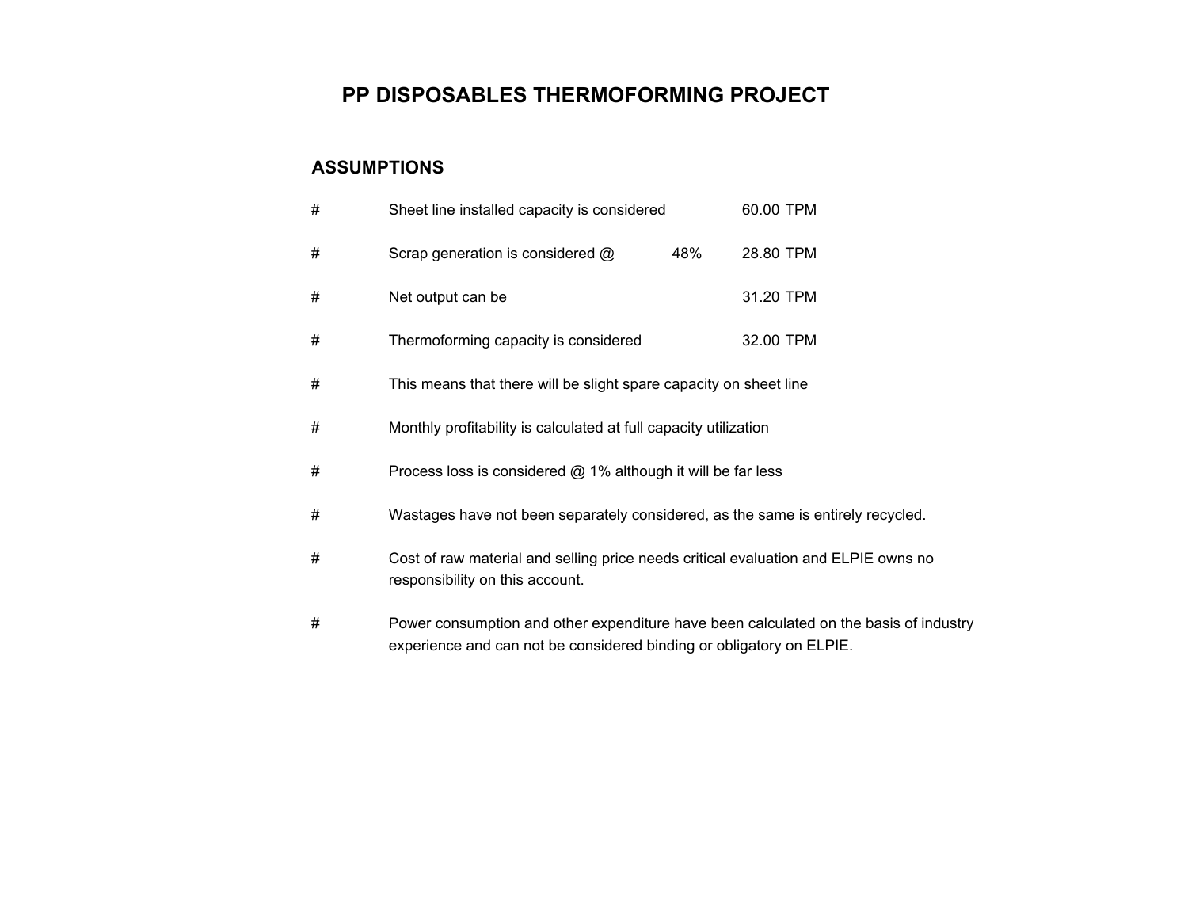# PP DISPOSABLES THERMOFORMING PROJECT

## ASSUMPTIONS

| # | | | | |
|---|---|---|---|---|
| # | Sheet line installed capacity is considered | | 60.00 | TPM |
| # | Scrap generation is considered @ | 48% | 28.80 | TPM |
| # | Net output can be | | 31.20 | TPM |
| # | Thermoforming capacity is considered | | 32.00 | TPM |

- # This means that there will be slight spare capacity on sheet line
- # Monthly profitability is calculated at full capacity utilization
- # Process loss is considered @ 1% although it will be far less
- # Wastages have not been separately considered, as the same is entirely recycled.
- # Cost of raw material and selling price needs critical evaluation and ELPIE owns no responsibility on this account.
- # Power consumption and other expenditure have been calculated on the basis of industry experience and can not be considered binding or obligatory on ELPIE.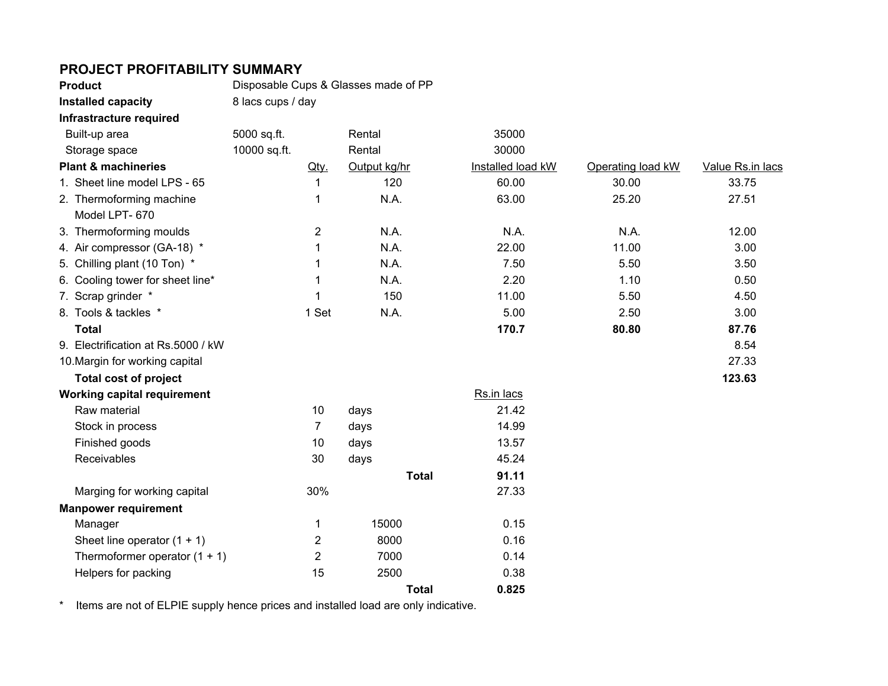## PROJECT PROFITABILITY SUMMARY

| | | | | | | |
|---|---|---|---|---|---|---|
| **Product** | Disposable Cups & Glasses made of PP | | | | | |
| **Installed capacity** | 8 lacs cups / day | | | | | |
| **Infrastructure required** | | | | | | |
| Built-up area | 5000 sq.ft. | | Rental | 35000 | | |
| Storage space | 10000 sq.ft. | | Rental | 30000 | | |
| **Plant & machineries** | | Qty. | Output kg/hr | Installed load kW | Operating load kW | Value Rs.in lacs |
| 1. Sheet line model LPS - 65 | | 1 | 120 | 60.00 | 30.00 | 33.75 |
| 2. Thermoforming machine Model LPT- 670 | | 1 | N.A. | 63.00 | 25.20 | 27.51 |
| 3. Thermoforming moulds | | 2 | N.A. | N.A. | N.A. | 12.00 |
| 4. Air compressor (GA-18) * | | 1 | N.A. | 22.00 | 11.00 | 3.00 |
| 5. Chilling plant (10 Ton) * | | 1 | N.A. | 7.50 | 5.50 | 3.50 |
| 6. Cooling tower for sheet line* | | 1 | N.A. | 2.20 | 1.10 | 0.50 |
| 7. Scrap grinder * | | 1 | 150 | 11.00 | 5.50 | 4.50 |
| 8. Tools & tackles * | | 1 Set | N.A. | 5.00 | 2.50 | 3.00 |
| **Total** | | | | **170.7** | **80.80** | **87.76** |
| 9. Electrification at Rs.5000 / kW | | | | | | 8.54 |
| 10.Margin for working capital | | | | | | 27.33 |
| **Total cost of project** | | | | | | **123.63** |

| | | | | |
|---|---|---|---|---|
| **Working capital requirement** | | | | Rs.in lacs |
| Raw material | 10 | days | | 21.42 |
| Stock in process | 7 | days | | 14.99 |
| Finished goods | 10 | days | | 13.57 |
| Receivables | 30 | days | | 45.24 |
| | | | **Total** | **91.11** |
| Marging for working capital | 30% | | | 27.33 |

| | | | | |
|---|---|---|---|---|
| **Manpower requirement** | | | | |
| Manager | 1 | 15000 | | 0.15 |
| Sheet line operator (1 + 1) | 2 | 8000 | | 0.16 |
| Thermoformer operator (1 + 1) | 2 | 7000 | | 0.14 |
| Helpers for packing | 15 | 2500 | | 0.38 |
| | | | **Total** | **0.825** |

\* Items are not of ELPIE supply hence prices and installed load are only indicative.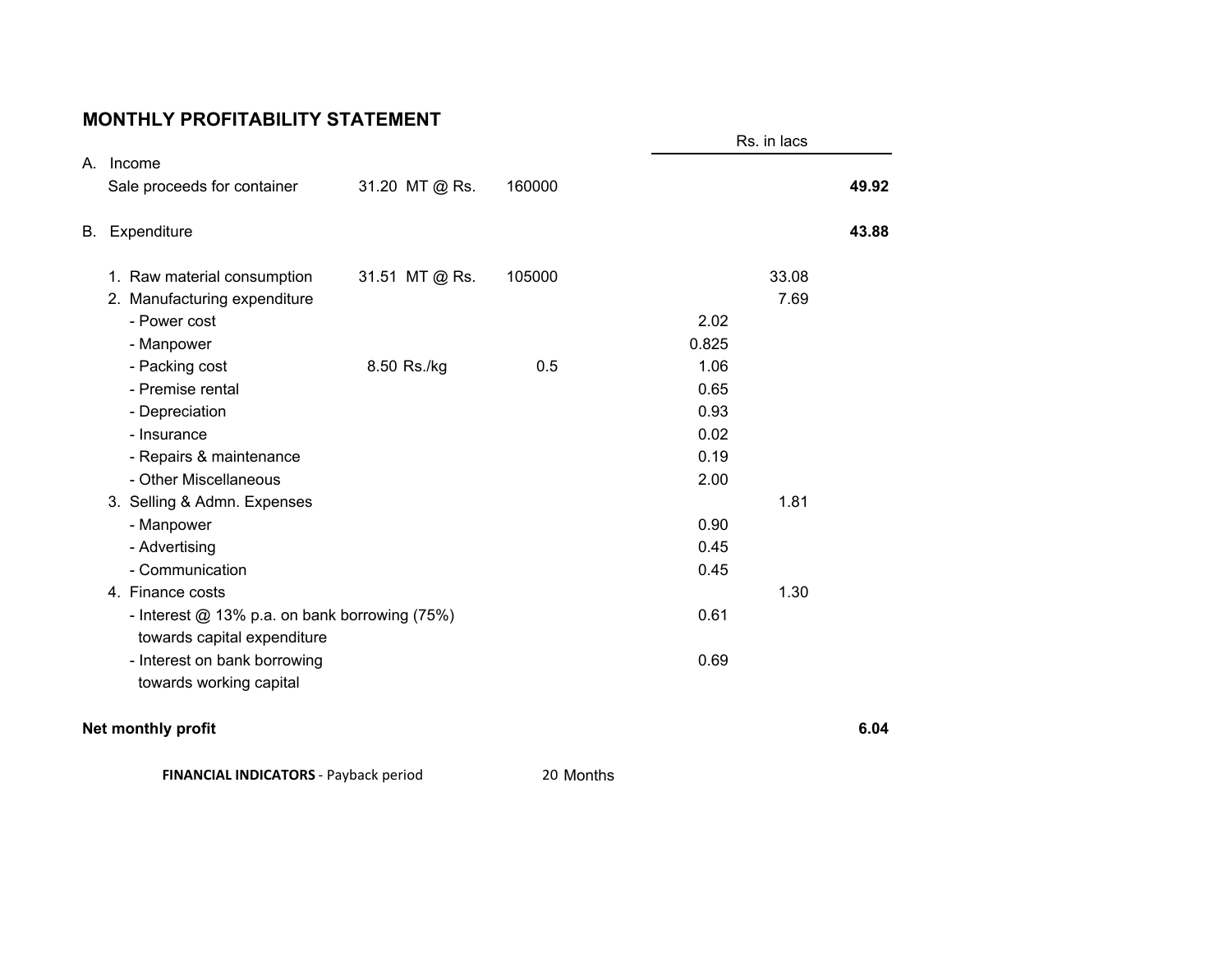## MONTHLY PROFITABILITY STATEMENT

| | | | | | Rs. in lacs | |
|---|---|---|---|---|---|---|
| A. Income | | | | | | |
| Sale proceeds for container | 31.20 MT @ Rs. | 160000 | | | | **49.92** |
| B. Expenditure | | | | | | **43.88** |
| 1. Raw material consumption | 31.51 MT @ Rs. | 105000 | | | 33.08 | |
| 2. Manufacturing expenditure | | | | | 7.69 | |
| - Power cost | | | | 2.02 | | |
| - Manpower | | | | 0.825 | | |
| - Packing cost | 8.50 Rs./kg | 0.5 | | 1.06 | | |
| - Premise rental | | | | 0.65 | | |
| - Depreciation | | | | 0.93 | | |
| - Insurance | | | | 0.02 | | |
| - Repairs & maintenance | | | | 0.19 | | |
| - Other Miscellaneous | | | | 2.00 | | |
| 3. Selling & Admn. Expenses | | | | | 1.81 | |
| - Manpower | | | | 0.90 | | |
| - Advertising | | | | 0.45 | | |
| - Communication | | | | 0.45 | | |
| 4. Finance costs | | | | | 1.30 | |
| - Interest @ 13% p.a. on bank borrowing (75%) towards capital expenditure | | | | 0.61 | | |
| - Interest on bank borrowing towards working capital | | | | 0.69 | | |
| **Net monthly profit** | | | | | | **6.04** |

**FINANCIAL INDICATORS** - Payback period 20 Months